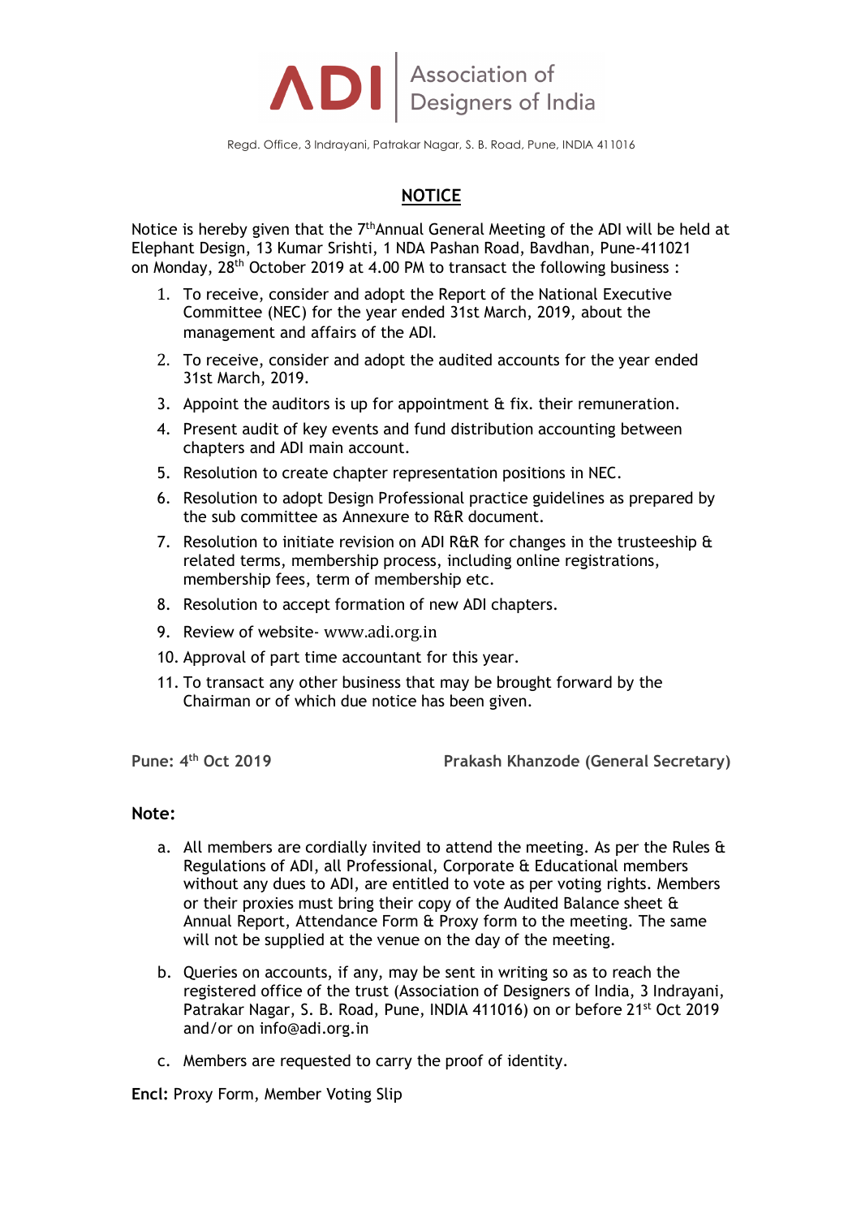**ADI** | Association of Designers of India

Regd. Office, 3 Indrayani, Patrakar Nagar, S. B. Road, Pune, INDIA 411016

## NOTICE

Notice is hereby given that the 7th Annual General Meeting of the ADI will be held at Elephant Design, 13 Kumar Srishti, 1 NDA Pashan Road, Bavdhan, Pune-411021 on Monday, 28th October 2019 at 4.00 PM to transact the following business :

1. To receive, consider and adopt the Report of the National Executive Committee (NEC) for the year ended 31st March, 2019, about the management and affairs of the ADI.
2. To receive, consider and adopt the audited accounts for the year ended 31st March, 2019.
3. Appoint the auditors is up for appointment & fix. their remuneration.
4. Present audit of key events and fund distribution accounting between chapters and ADI main account.
5. Resolution to create chapter representation positions in NEC.
6. Resolution to adopt Design Professional practice guidelines as prepared by the sub committee as Annexure to R&R document.
7. Resolution to initiate revision on ADI R&R for changes in the trusteeship & related terms, membership process, including online registrations, membership fees, term of membership etc.
8. Resolution to accept formation of new ADI chapters.
9. Review of website- www.adi.org.in
10. Approval of part time accountant for this year.
11. To transact any other business that may be brought forward by the Chairman or of which due notice has been given.

**Pune: 4th Oct 2019** **Prakash Khanzode (General Secretary)**

**Note:**

a. All members are cordially invited to attend the meeting. As per the Rules & Regulations of ADI, all Professional, Corporate & Educational members without any dues to ADI, are entitled to vote as per voting rights. Members or their proxies must bring their copy of the Audited Balance sheet & Annual Report, Attendance Form & Proxy form to the meeting. The same will not be supplied at the venue on the day of the meeting.

b. Queries on accounts, if any, may be sent in writing so as to reach the registered office of the trust (Association of Designers of India, 3 Indrayani, Patrakar Nagar, S. B. Road, Pune, INDIA 411016) on or before 21st Oct 2019 and/or on info@adi.org.in

c. Members are requested to carry the proof of identity.

**Encl:** Proxy Form, Member Voting Slip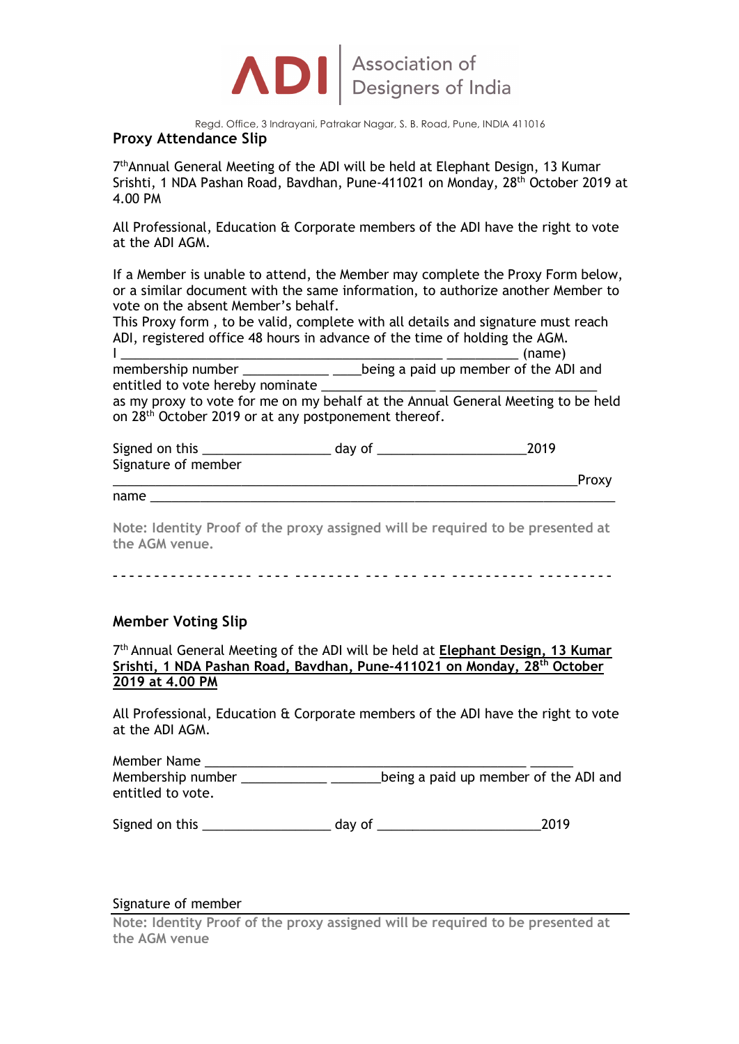ADI | Association of Designers of India

Regd. Office, 3 Indrayani, Patrakar Nagar, S. B. Road, Pune, INDIA 411016

## Proxy Attendance Slip

7th Annual General Meeting of the ADI will be held at Elephant Design, 13 Kumar Srishti, 1 NDA Pashan Road, Bavdhan, Pune-411021 on Monday, 28th October 2019 at 4.00 PM

All Professional, Education & Corporate members of the ADI have the right to vote at the ADI AGM.

If a Member is unable to attend, the Member may complete the Proxy Form below, or a similar document with the same information, to authorize another Member to vote on the absent Member's behalf.
This Proxy form , to be valid, complete with all details and signature must reach ADI, registered office 48 hours in advance of the time of holding the AGM.
I ______________________________________________ __________ (name)
membership number ___________ ____being a paid up member of the ADI and entitled to vote hereby nominate _______________ _____________________
as my proxy to vote for me on my behalf at the Annual General Meeting to be held on 28th October 2019 or at any postponement thereof.

Signed on this _________________ day of ____________________2019
Signature of member
______________________________________________________________Proxy
name _______________________________________________________________

**Note: Identity Proof of the proxy assigned will be required to be presented at the AGM venue.**

- - - - - - - - - - - - - - - - - - - - - - - - - - - - - - - - - - - - - - - - - - - - - - - - - - - - - - - - - - - -

## Member Voting Slip

7th Annual General Meeting of the ADI will be held at **Elephant Design, 13 Kumar Srishti, 1 NDA Pashan Road, Bavdhan, Pune-411021 on Monday, 28th October 2019 at 4.00 PM**

All Professional, Education & Corporate members of the ADI have the right to vote at the ADI AGM.

Member Name ____________________________________________ ______
Membership number ___________ _______being a paid up member of the ADI and entitled to vote.

Signed on this _________________ day of ______________________2019

Signature of member

**Note: Identity Proof of the proxy assigned will be required to be presented at the AGM venue**